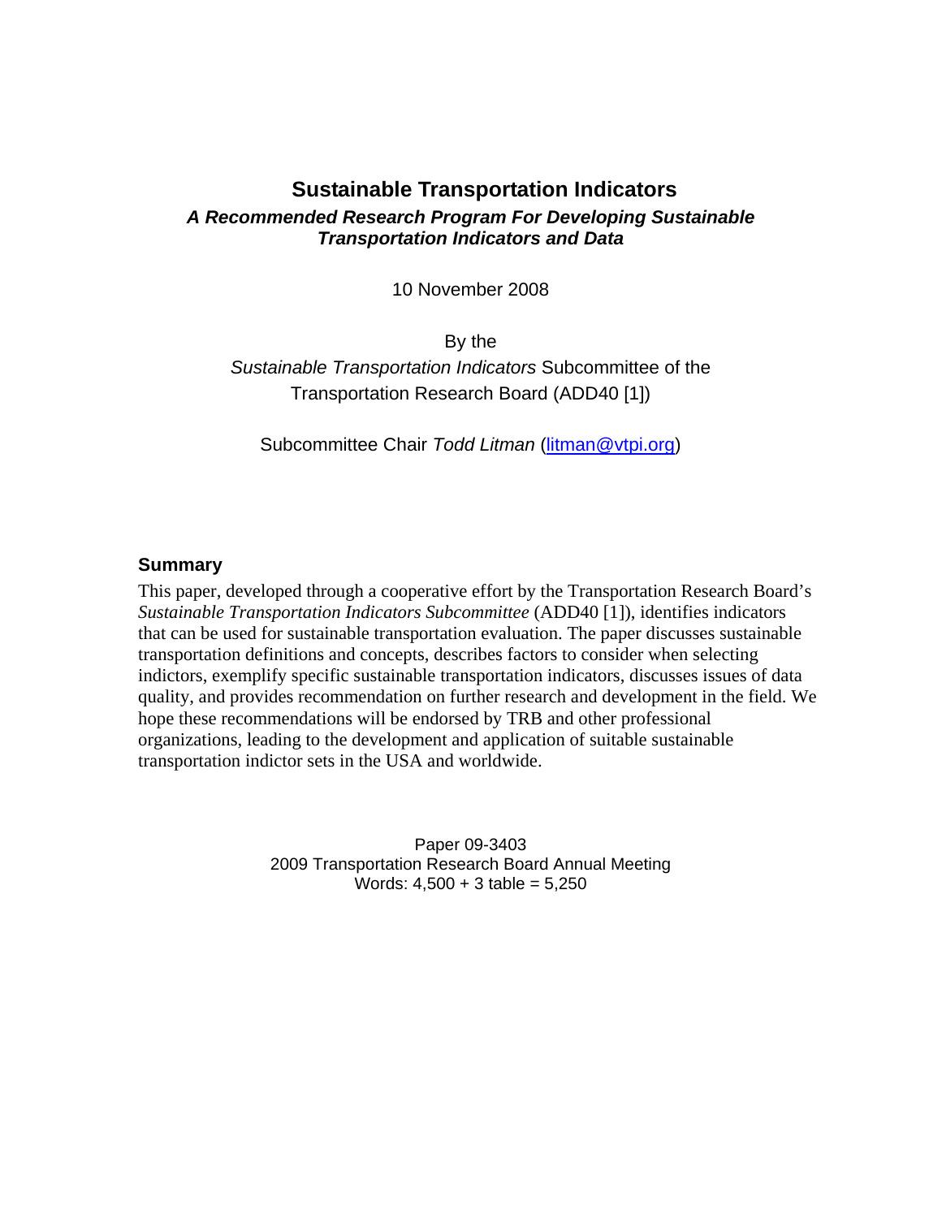# Sustainable Transportation Indicators

***A Recommended Research Program For Developing Sustainable Transportation Indicators and Data***

10 November 2008

By the

*Sustainable Transportation Indicators* Subcommittee of the Transportation Research Board (ADD40 [1])

Subcommittee Chair *Todd Litman* (litman@vtpi.org)

## Summary

This paper, developed through a cooperative effort by the Transportation Research Board's *Sustainable Transportation Indicators Subcommittee* (ADD40 [1]), identifies indicators that can be used for sustainable transportation evaluation. The paper discusses sustainable transportation definitions and concepts, describes factors to consider when selecting indictors, exemplify specific sustainable transportation indicators, discusses issues of data quality, and provides recommendation on further research and development in the field. We hope these recommendations will be endorsed by TRB and other professional organizations, leading to the development and application of suitable sustainable transportation indictor sets in the USA and worldwide.

Paper 09-3403
2009 Transportation Research Board Annual Meeting
Words: 4,500 + 3 table = 5,250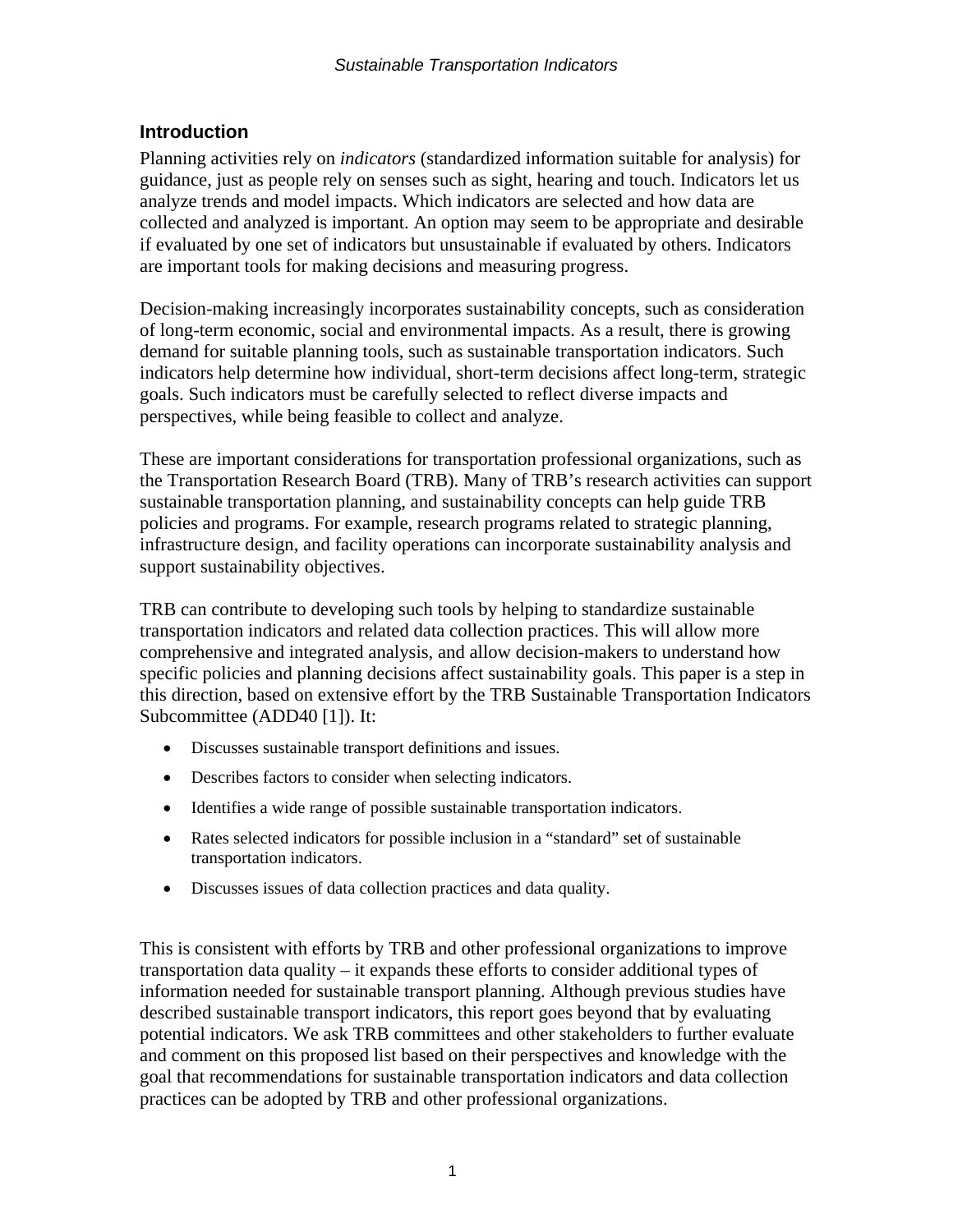## Introduction

Planning activities rely on *indicators* (standardized information suitable for analysis) for guidance, just as people rely on senses such as sight, hearing and touch. Indicators let us analyze trends and model impacts. Which indicators are selected and how data are collected and analyzed is important. An option may seem to be appropriate and desirable if evaluated by one set of indicators but unsustainable if evaluated by others. Indicators are important tools for making decisions and measuring progress.

Decision-making increasingly incorporates sustainability concepts, such as consideration of long-term economic, social and environmental impacts. As a result, there is growing demand for suitable planning tools, such as sustainable transportation indicators. Such indicators help determine how individual, short-term decisions affect long-term, strategic goals. Such indicators must be carefully selected to reflect diverse impacts and perspectives, while being feasible to collect and analyze.

These are important considerations for transportation professional organizations, such as the Transportation Research Board (TRB). Many of TRB's research activities can support sustainable transportation planning, and sustainability concepts can help guide TRB policies and programs. For example, research programs related to strategic planning, infrastructure design, and facility operations can incorporate sustainability analysis and support sustainability objectives.

TRB can contribute to developing such tools by helping to standardize sustainable transportation indicators and related data collection practices. This will allow more comprehensive and integrated analysis, and allow decision-makers to understand how specific policies and planning decisions affect sustainability goals. This paper is a step in this direction, based on extensive effort by the TRB Sustainable Transportation Indicators Subcommittee (ADD40 [1]). It:

- Discusses sustainable transport definitions and issues.
- Describes factors to consider when selecting indicators.
- Identifies a wide range of possible sustainable transportation indicators.
- Rates selected indicators for possible inclusion in a "standard" set of sustainable transportation indicators.
- Discusses issues of data collection practices and data quality.

This is consistent with efforts by TRB and other professional organizations to improve transportation data quality – it expands these efforts to consider additional types of information needed for sustainable transport planning. Although previous studies have described sustainable transport indicators, this report goes beyond that by evaluating potential indicators. We ask TRB committees and other stakeholders to further evaluate and comment on this proposed list based on their perspectives and knowledge with the goal that recommendations for sustainable transportation indicators and data collection practices can be adopted by TRB and other professional organizations.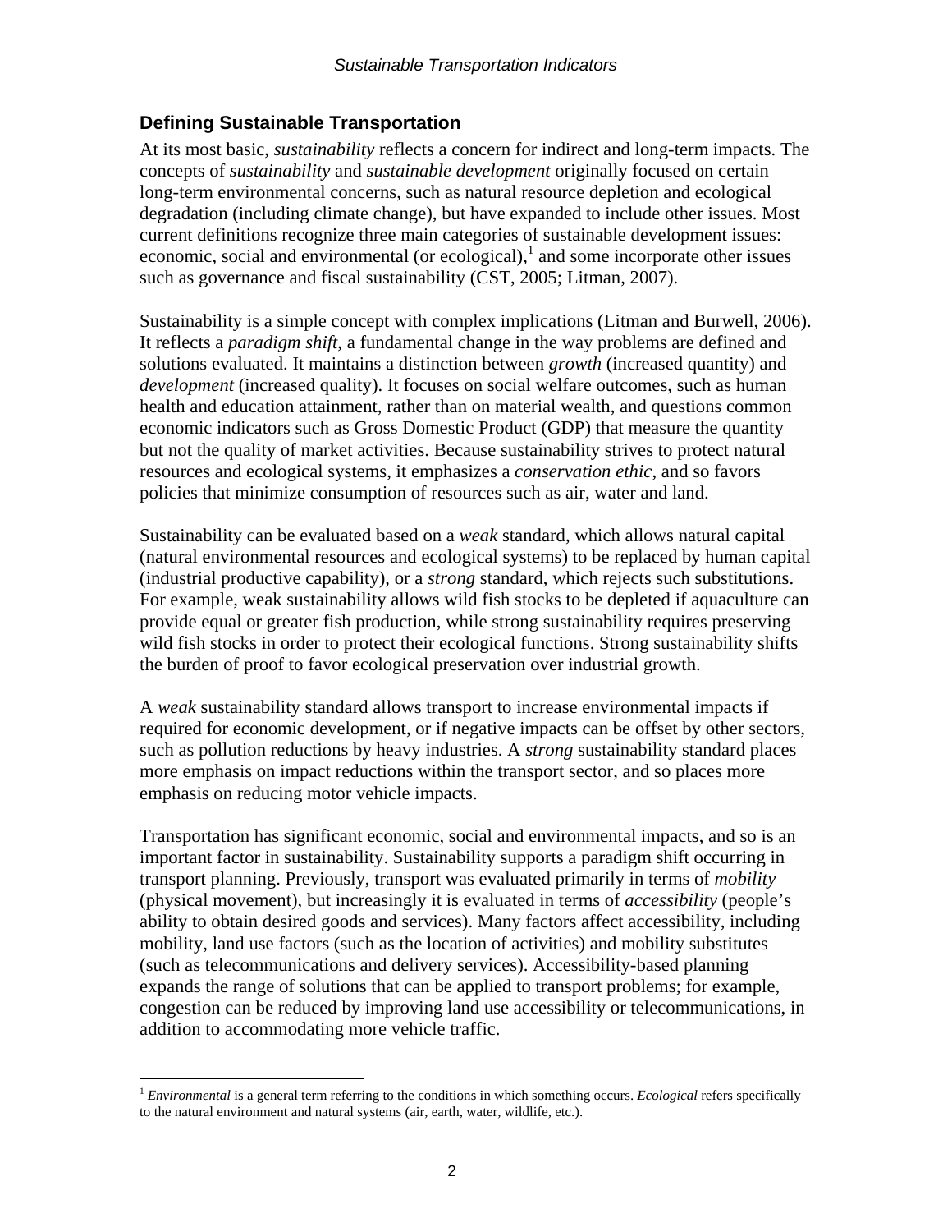## Defining Sustainable Transportation

At its most basic, *sustainability* reflects a concern for indirect and long-term impacts. The concepts of *sustainability* and *sustainable development* originally focused on certain long-term environmental concerns, such as natural resource depletion and ecological degradation (including climate change), but have expanded to include other issues. Most current definitions recognize three main categories of sustainable development issues: economic, social and environmental (or ecological),[1] and some incorporate other issues such as governance and fiscal sustainability (CST, 2005; Litman, 2007).

Sustainability is a simple concept with complex implications (Litman and Burwell, 2006). It reflects a *paradigm shift*, a fundamental change in the way problems are defined and solutions evaluated. It maintains a distinction between *growth* (increased quantity) and *development* (increased quality). It focuses on social welfare outcomes, such as human health and education attainment, rather than on material wealth, and questions common economic indicators such as Gross Domestic Product (GDP) that measure the quantity but not the quality of market activities. Because sustainability strives to protect natural resources and ecological systems, it emphasizes a *conservation ethic*, and so favors policies that minimize consumption of resources such as air, water and land.

Sustainability can be evaluated based on a *weak* standard, which allows natural capital (natural environmental resources and ecological systems) to be replaced by human capital (industrial productive capability), or a *strong* standard, which rejects such substitutions. For example, weak sustainability allows wild fish stocks to be depleted if aquaculture can provide equal or greater fish production, while strong sustainability requires preserving wild fish stocks in order to protect their ecological functions. Strong sustainability shifts the burden of proof to favor ecological preservation over industrial growth.

A *weak* sustainability standard allows transport to increase environmental impacts if required for economic development, or if negative impacts can be offset by other sectors, such as pollution reductions by heavy industries. A *strong* sustainability standard places more emphasis on impact reductions within the transport sector, and so places more emphasis on reducing motor vehicle impacts.

Transportation has significant economic, social and environmental impacts, and so is an important factor in sustainability. Sustainability supports a paradigm shift occurring in transport planning. Previously, transport was evaluated primarily in terms of *mobility* (physical movement), but increasingly it is evaluated in terms of *accessibility* (people's ability to obtain desired goods and services). Many factors affect accessibility, including mobility, land use factors (such as the location of activities) and mobility substitutes (such as telecommunications and delivery services). Accessibility-based planning expands the range of solutions that can be applied to transport problems; for example, congestion can be reduced by improving land use accessibility or telecommunications, in addition to accommodating more vehicle traffic.

---

[1] *Environmental* is a general term referring to the conditions in which something occurs. *Ecological* refers specifically to the natural environment and natural systems (air, earth, water, wildlife, etc.).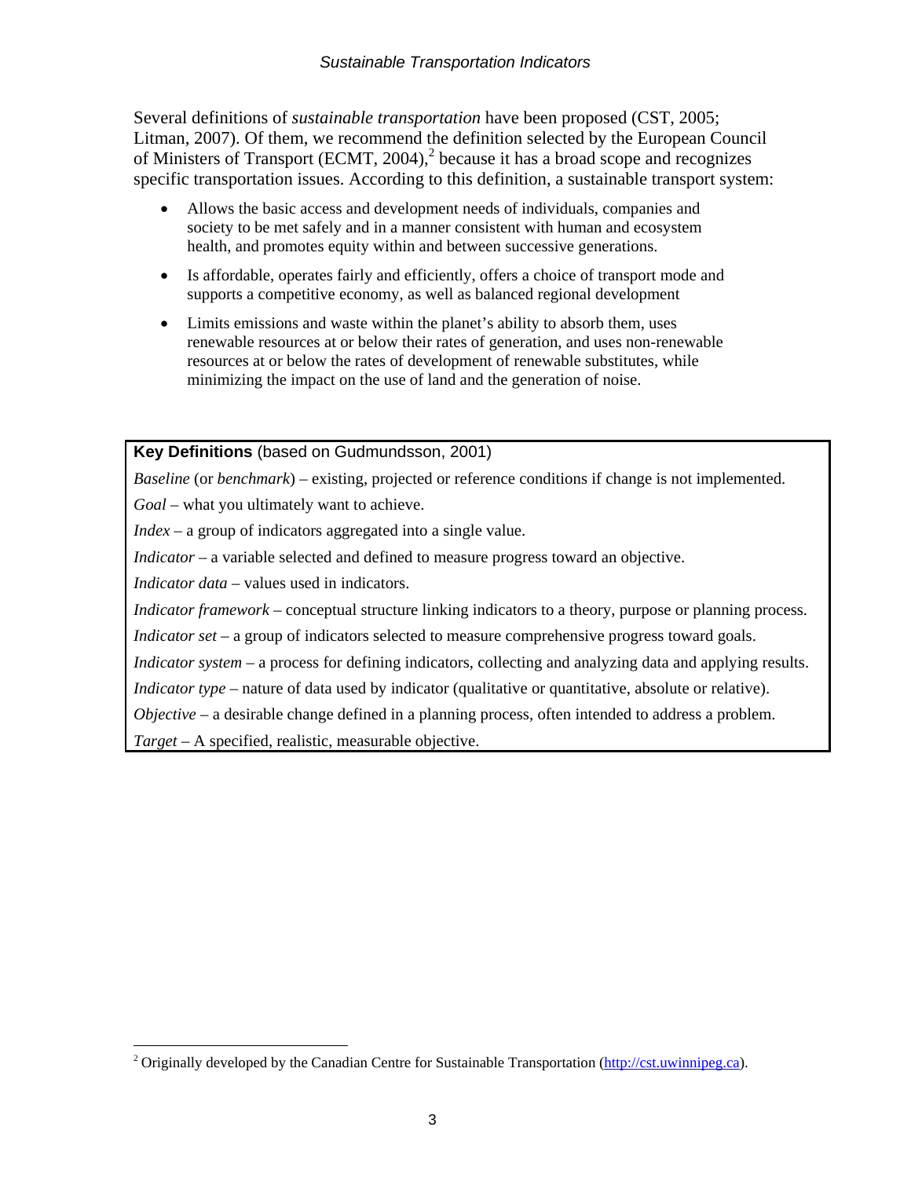Several definitions of *sustainable transportation* have been proposed (CST, 2005; Litman, 2007). Of them, we recommend the definition selected by the European Council of Ministers of Transport (ECMT, 2004),[2] because it has a broad scope and recognizes specific transportation issues. According to this definition, a sustainable transport system:

- Allows the basic access and development needs of individuals, companies and society to be met safely and in a manner consistent with human and ecosystem health, and promotes equity within and between successive generations.
- Is affordable, operates fairly and efficiently, offers a choice of transport mode and supports a competitive economy, as well as balanced regional development
- Limits emissions and waste within the planet's ability to absorb them, uses renewable resources at or below their rates of generation, and uses non-renewable resources at or below the rates of development of renewable substitutes, while minimizing the impact on the use of land and the generation of noise.

**Key Definitions** (based on Gudmundsson, 2001)

*Baseline* (or *benchmark*) – existing, projected or reference conditions if change is not implemented.

*Goal* – what you ultimately want to achieve.

*Index* – a group of indicators aggregated into a single value.

*Indicator* – a variable selected and defined to measure progress toward an objective.

*Indicator data* – values used in indicators.

*Indicator framework* – conceptual structure linking indicators to a theory, purpose or planning process.

*Indicator set* – a group of indicators selected to measure comprehensive progress toward goals.

*Indicator system* – a process for defining indicators, collecting and analyzing data and applying results.

*Indicator type* – nature of data used by indicator (qualitative or quantitative, absolute or relative).

*Objective* – a desirable change defined in a planning process, often intended to address a problem.

*Target* – A specified, realistic, measurable objective.

[2] Originally developed by the Canadian Centre for Sustainable Transportation (http://cst.uwinnipeg.ca).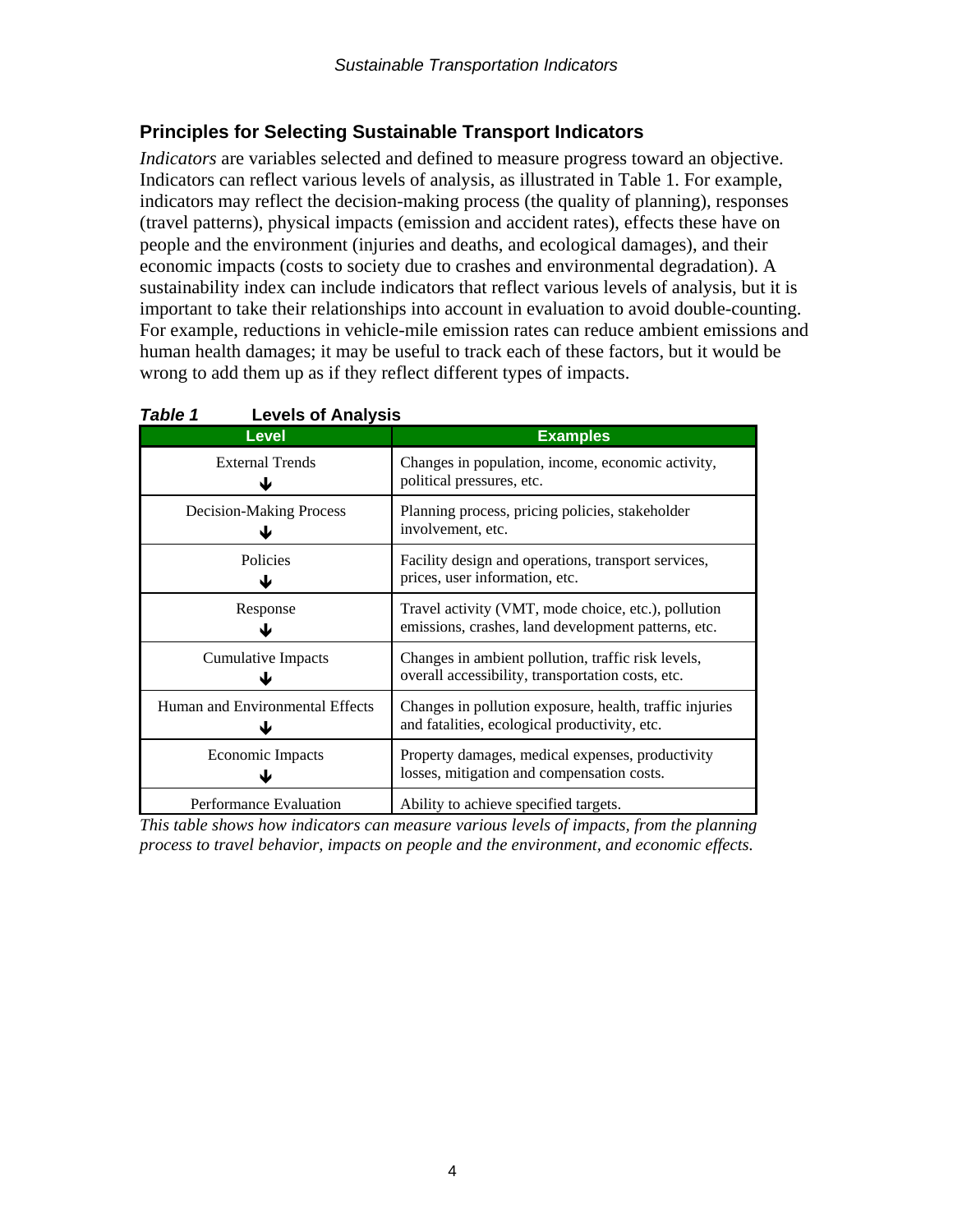## Principles for Selecting Sustainable Transport Indicators

*Indicators* are variables selected and defined to measure progress toward an objective. Indicators can reflect various levels of analysis, as illustrated in Table 1. For example, indicators may reflect the decision-making process (the quality of planning), responses (travel patterns), physical impacts (emission and accident rates), effects these have on people and the environment (injuries and deaths, and ecological damages), and their economic impacts (costs to society due to crashes and environmental degradation). A sustainability index can include indicators that reflect various levels of analysis, but it is important to take their relationships into account in evaluation to avoid double-counting. For example, reductions in vehicle-mile emission rates can reduce ambient emissions and human health damages; it may be useful to track each of these factors, but it would be wrong to add them up as if they reflect different types of impacts.

***Table 1*** **Levels of Analysis**

| Level | Examples |
|---|---|
| External Trends ↓ | Changes in population, income, economic activity, political pressures, etc. |
| Decision-Making Process ↓ | Planning process, pricing policies, stakeholder involvement, etc. |
| Policies ↓ | Facility design and operations, transport services, prices, user information, etc. |
| Response ↓ | Travel activity (VMT, mode choice, etc.), pollution emissions, crashes, land development patterns, etc. |
| Cumulative Impacts ↓ | Changes in ambient pollution, traffic risk levels, overall accessibility, transportation costs, etc. |
| Human and Environmental Effects ↓ | Changes in pollution exposure, health, traffic injuries and fatalities, ecological productivity, etc. |
| Economic Impacts ↓ | Property damages, medical expenses, productivity losses, mitigation and compensation costs. |
| Performance Evaluation | Ability to achieve specified targets. |

*This table shows how indicators can measure various levels of impacts, from the planning process to travel behavior, impacts on people and the environment, and economic effects.*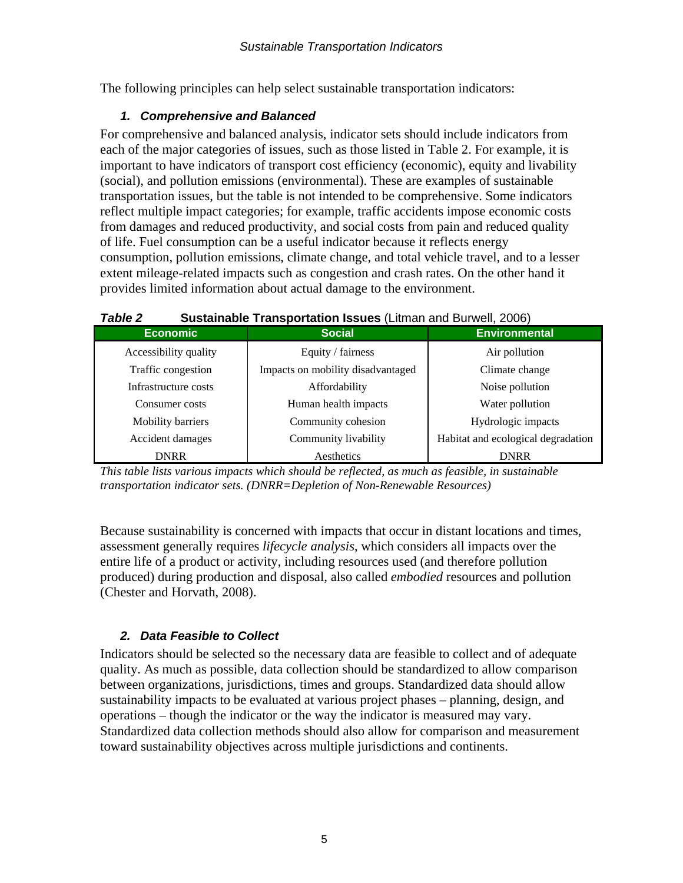The following principles can help select sustainable transportation indicators:

### 1. *Comprehensive and Balanced*

For comprehensive and balanced analysis, indicator sets should include indicators from each of the major categories of issues, such as those listed in Table 2. For example, it is important to have indicators of transport cost efficiency (economic), equity and livability (social), and pollution emissions (environmental). These are examples of sustainable transportation issues, but the table is not intended to be comprehensive. Some indicators reflect multiple impact categories; for example, traffic accidents impose economic costs from damages and reduced productivity, and social costs from pain and reduced quality of life. Fuel consumption can be a useful indicator because it reflects energy consumption, pollution emissions, climate change, and total vehicle travel, and to a lesser extent mileage-related impacts such as congestion and crash rates. On the other hand it provides limited information about actual damage to the environment.

***Table 2*** **Sustainable Transportation Issues** (Litman and Burwell, 2006)

| Economic | Social | Environmental |
|---|---|---|
| Accessibility quality | Equity / fairness | Air pollution |
| Traffic congestion | Impacts on mobility disadvantaged | Climate change |
| Infrastructure costs | Affordability | Noise pollution |
| Consumer costs | Human health impacts | Water pollution |
| Mobility barriers | Community cohesion | Hydrologic impacts |
| Accident damages | Community livability | Habitat and ecological degradation |
| DNRR | Aesthetics | DNRR |

*This table lists various impacts which should be reflected, as much as feasible, in sustainable transportation indicator sets. (DNRR=Depletion of Non-Renewable Resources)*

Because sustainability is concerned with impacts that occur in distant locations and times, assessment generally requires *lifecycle analysis*, which considers all impacts over the entire life of a product or activity, including resources used (and therefore pollution produced) during production and disposal, also called *embodied* resources and pollution (Chester and Horvath, 2008).

### 2. *Data Feasible to Collect*

Indicators should be selected so the necessary data are feasible to collect and of adequate quality. As much as possible, data collection should be standardized to allow comparison between organizations, jurisdictions, times and groups. Standardized data should allow sustainability impacts to be evaluated at various project phases – planning, design, and operations – though the indicator or the way the indicator is measured may vary. Standardized data collection methods should also allow for comparison and measurement toward sustainability objectives across multiple jurisdictions and continents.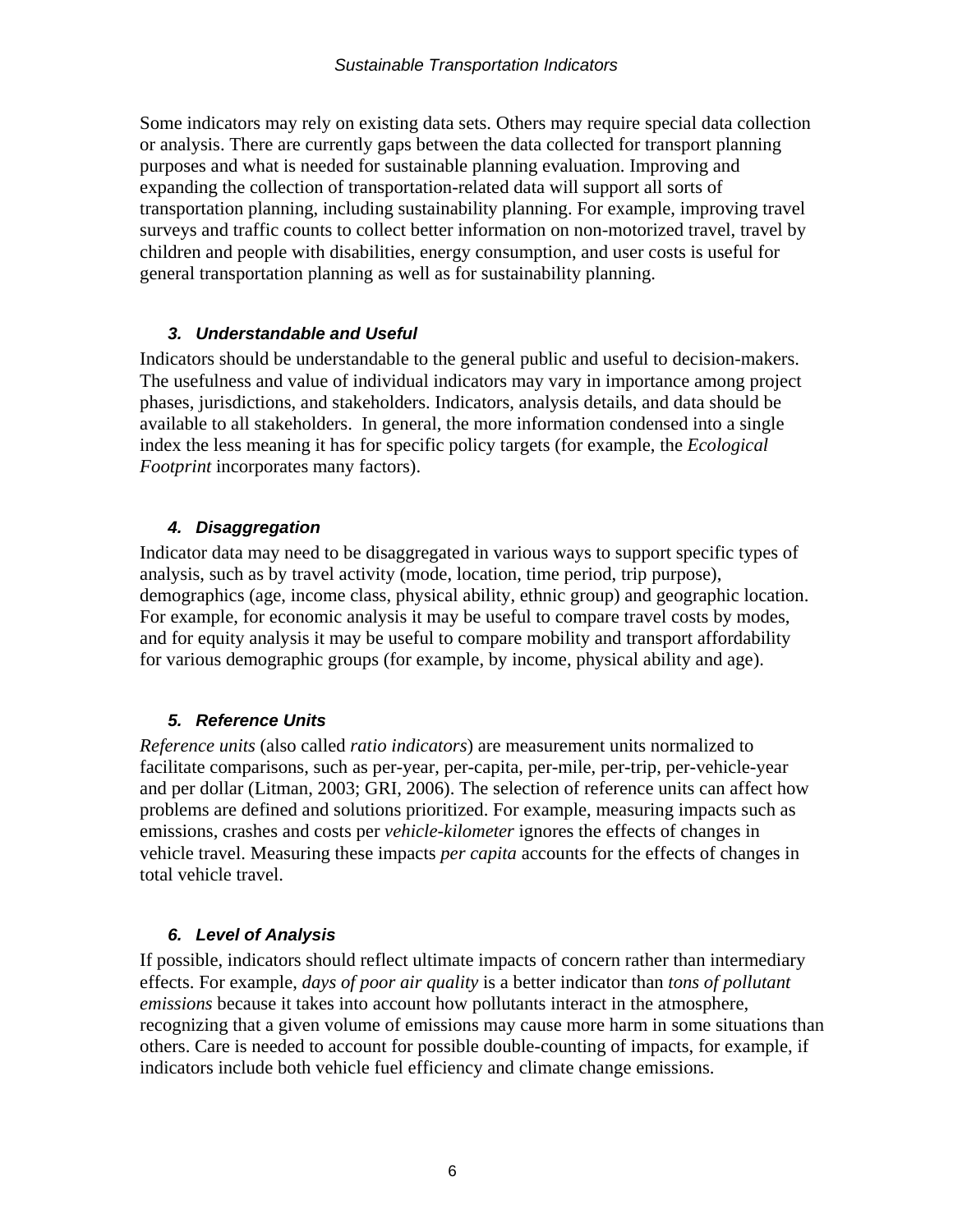Some indicators may rely on existing data sets. Others may require special data collection or analysis. There are currently gaps between the data collected for transport planning purposes and what is needed for sustainable planning evaluation. Improving and expanding the collection of transportation-related data will support all sorts of transportation planning, including sustainability planning. For example, improving travel surveys and traffic counts to collect better information on non-motorized travel, travel by children and people with disabilities, energy consumption, and user costs is useful for general transportation planning as well as for sustainability planning.

### *3. Understandable and Useful*

Indicators should be understandable to the general public and useful to decision-makers. The usefulness and value of individual indicators may vary in importance among project phases, jurisdictions, and stakeholders. Indicators, analysis details, and data should be available to all stakeholders. In general, the more information condensed into a single index the less meaning it has for specific policy targets (for example, the *Ecological Footprint* incorporates many factors).

### *4. Disaggregation*

Indicator data may need to be disaggregated in various ways to support specific types of analysis, such as by travel activity (mode, location, time period, trip purpose), demographics (age, income class, physical ability, ethnic group) and geographic location. For example, for economic analysis it may be useful to compare travel costs by modes, and for equity analysis it may be useful to compare mobility and transport affordability for various demographic groups (for example, by income, physical ability and age).

### *5. Reference Units*

*Reference units* (also called *ratio indicators*) are measurement units normalized to facilitate comparisons, such as per-year, per-capita, per-mile, per-trip, per-vehicle-year and per dollar (Litman, 2003; GRI, 2006). The selection of reference units can affect how problems are defined and solutions prioritized. For example, measuring impacts such as emissions, crashes and costs per *vehicle-kilometer* ignores the effects of changes in vehicle travel. Measuring these impacts *per capita* accounts for the effects of changes in total vehicle travel.

### *6. Level of Analysis*

If possible, indicators should reflect ultimate impacts of concern rather than intermediary effects. For example, *days of poor air quality* is a better indicator than *tons of pollutant emissions* because it takes into account how pollutants interact in the atmosphere, recognizing that a given volume of emissions may cause more harm in some situations than others. Care is needed to account for possible double-counting of impacts, for example, if indicators include both vehicle fuel efficiency and climate change emissions.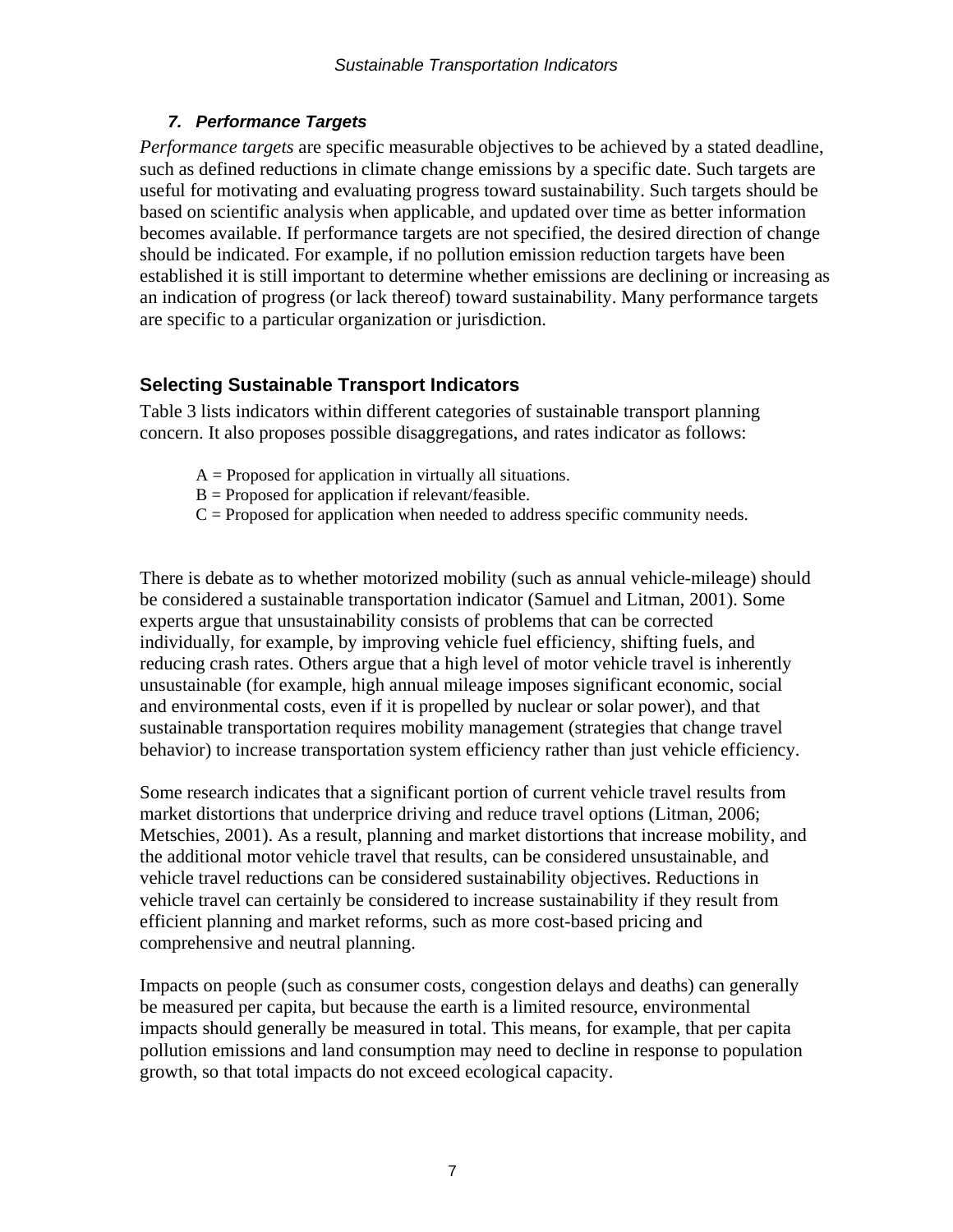### *7. Performance Targets*

*Performance targets* are specific measurable objectives to be achieved by a stated deadline, such as defined reductions in climate change emissions by a specific date. Such targets are useful for motivating and evaluating progress toward sustainability. Such targets should be based on scientific analysis when applicable, and updated over time as better information becomes available. If performance targets are not specified, the desired direction of change should be indicated. For example, if no pollution emission reduction targets have been established it is still important to determine whether emissions are declining or increasing as an indication of progress (or lack thereof) toward sustainability. Many performance targets are specific to a particular organization or jurisdiction.

## Selecting Sustainable Transport Indicators

Table 3 lists indicators within different categories of sustainable transport planning concern. It also proposes possible disaggregations, and rates indicator as follows:

A = Proposed for application in virtually all situations.
B = Proposed for application if relevant/feasible.
C = Proposed for application when needed to address specific community needs.

There is debate as to whether motorized mobility (such as annual vehicle-mileage) should be considered a sustainable transportation indicator (Samuel and Litman, 2001). Some experts argue that unsustainability consists of problems that can be corrected individually, for example, by improving vehicle fuel efficiency, shifting fuels, and reducing crash rates. Others argue that a high level of motor vehicle travel is inherently unsustainable (for example, high annual mileage imposes significant economic, social and environmental costs, even if it is propelled by nuclear or solar power), and that sustainable transportation requires mobility management (strategies that change travel behavior) to increase transportation system efficiency rather than just vehicle efficiency.

Some research indicates that a significant portion of current vehicle travel results from market distortions that underprice driving and reduce travel options (Litman, 2006; Metschies, 2001). As a result, planning and market distortions that increase mobility, and the additional motor vehicle travel that results, can be considered unsustainable, and vehicle travel reductions can be considered sustainability objectives. Reductions in vehicle travel can certainly be considered to increase sustainability if they result from efficient planning and market reforms, such as more cost-based pricing and comprehensive and neutral planning.

Impacts on people (such as consumer costs, congestion delays and deaths) can generally be measured per capita, but because the earth is a limited resource, environmental impacts should generally be measured in total. This means, for example, that per capita pollution emissions and land consumption may need to decline in response to population growth, so that total impacts do not exceed ecological capacity.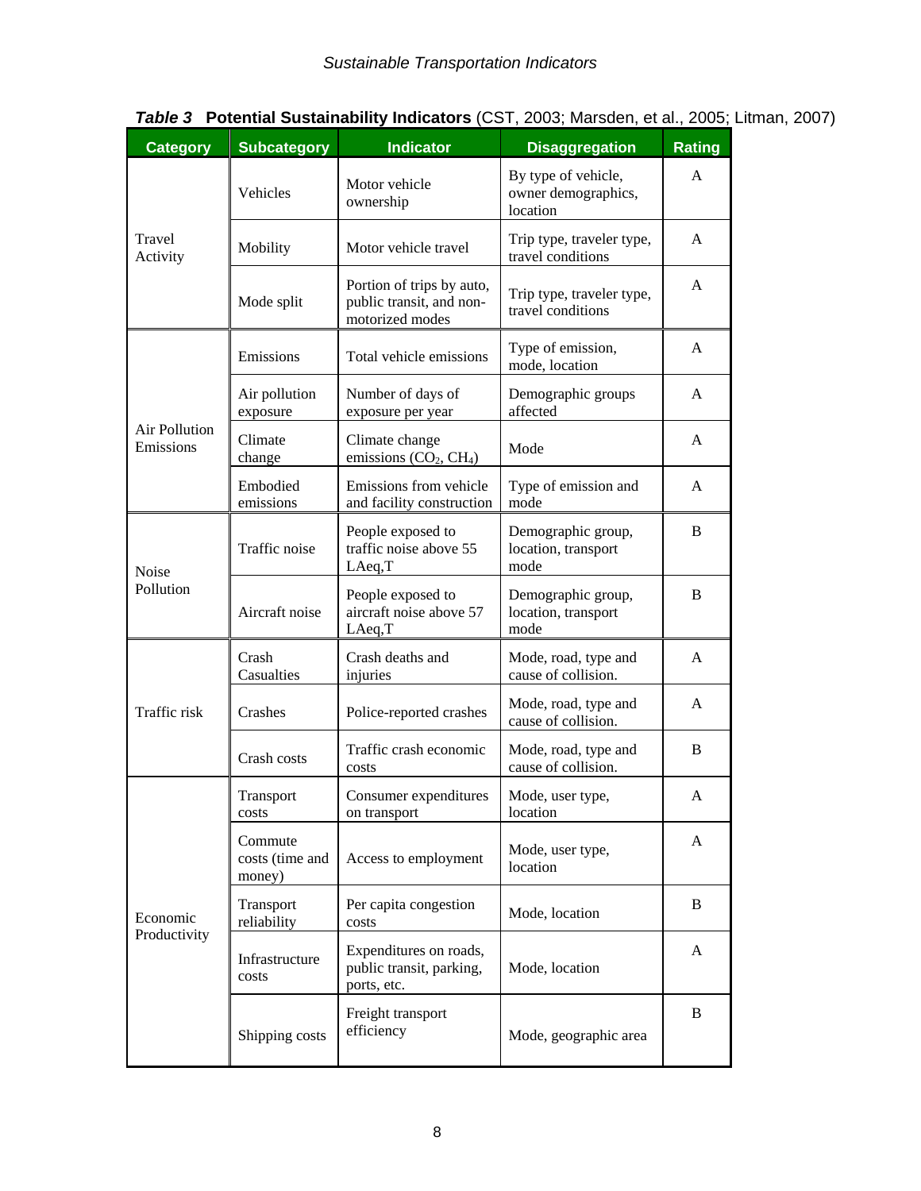***Table 3*  Potential Sustainability Indicators** (CST, 2003; Marsden, et al., 2005; Litman, 2007)

| Category | Subcategory | Indicator | Disaggregation | Rating |
|---|---|---|---|---|
| Travel Activity | Vehicles | Motor vehicle ownership | By type of vehicle, owner demographics, location | A |
| | Mobility | Motor vehicle travel | Trip type, traveler type, travel conditions | A |
| | Mode split | Portion of trips by auto, public transit, and non-motorized modes | Trip type, traveler type, travel conditions | A |
| Air Pollution Emissions | Emissions | Total vehicle emissions | Type of emission, mode, location | A |
| | Air pollution exposure | Number of days of exposure per year | Demographic groups affected | A |
| | Climate change | Climate change emissions ($CO_2$, $CH_4$) | Mode | A |
| | Embodied emissions | Emissions from vehicle and facility construction | Type of emission and mode | A |
| Noise Pollution | Traffic noise | People exposed to traffic noise above 55 LAeq,T | Demographic group, location, transport mode | B |
| | Aircraft noise | People exposed to aircraft noise above 57 LAeq,T | Demographic group, location, transport mode | B |
| Traffic risk | Crash Casualties | Crash deaths and injuries | Mode, road, type and cause of collision. | A |
| | Crashes | Police-reported crashes | Mode, road, type and cause of collision. | A |
| | Crash costs | Traffic crash economic costs | Mode, road, type and cause of collision. | B |
| Economic Productivity | Transport costs | Consumer expenditures on transport | Mode, user type, location | A |
| | Commute costs (time and money) | Access to employment | Mode, user type, location | A |
| | Transport reliability | Per capita congestion costs | Mode, location | B |
| | Infrastructure costs | Expenditures on roads, public transit, parking, ports, etc. | Mode, location | A |
| | Shipping costs | Freight transport efficiency | Mode, geographic area | B |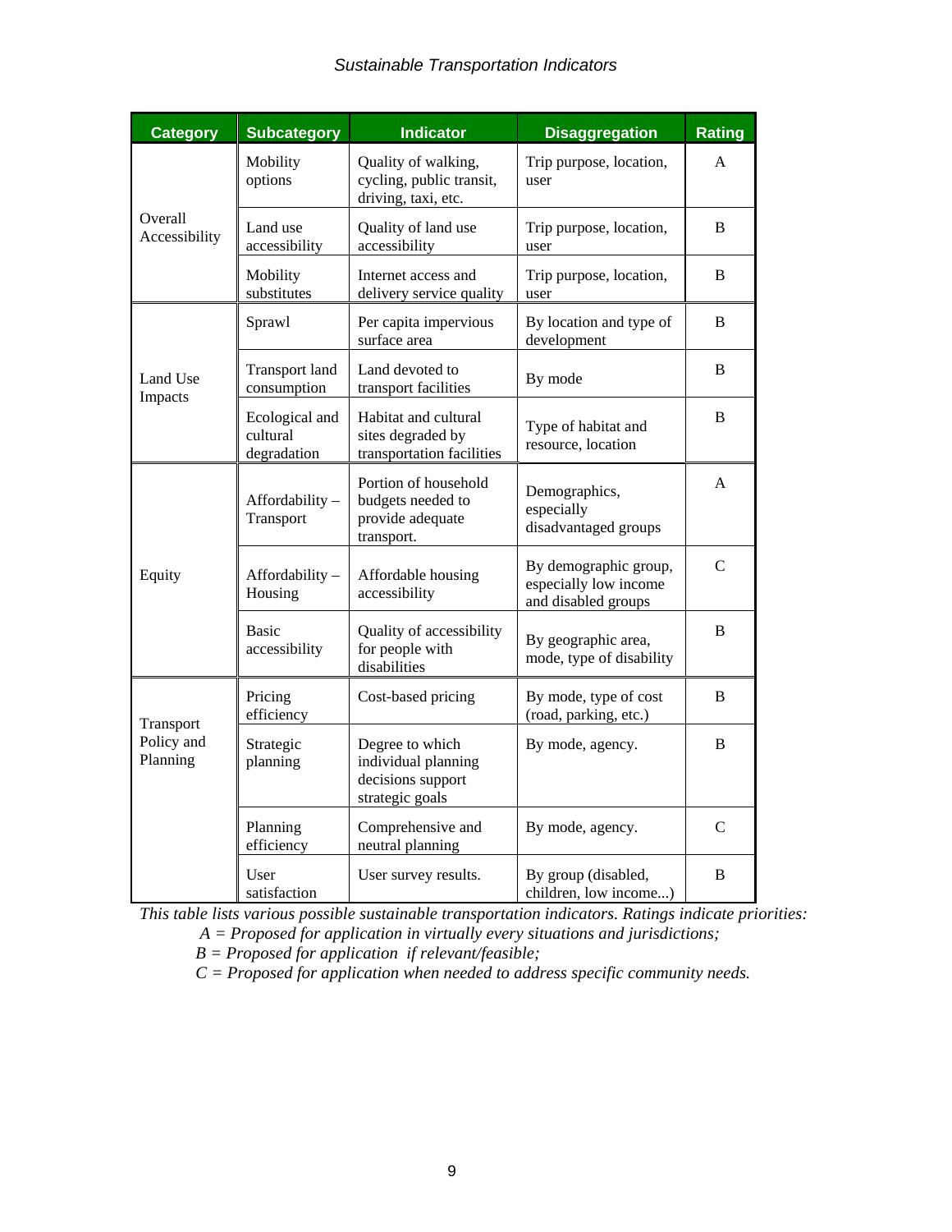| Category | Subcategory | Indicator | Disaggregation | Rating |
|---|---|---|---|---|
| Overall Accessibility | Mobility options | Quality of walking, cycling, public transit, driving, taxi, etc. | Trip purpose, location, user | A |
| | Land use accessibility | Quality of land use accessibility | Trip purpose, location, user | B |
| | Mobility substitutes | Internet access and delivery service quality | Trip purpose, location, user | B |
| Land Use Impacts | Sprawl | Per capita impervious surface area | By location and type of development | B |
| | Transport land consumption | Land devoted to transport facilities | By mode | B |
| | Ecological and cultural degradation | Habitat and cultural sites degraded by transportation facilities | Type of habitat and resource, location | B |
| Equity | Affordability – Transport | Portion of household budgets needed to provide adequate transport. | Demographics, especially disadvantaged groups | A |
| | Affordability – Housing | Affordable housing accessibility | By demographic group, especially low income and disabled groups | C |
| | Basic accessibility | Quality of accessibility for people with disabilities | By geographic area, mode, type of disability | B |
| Transport Policy and Planning | Pricing efficiency | Cost-based pricing | By mode, type of cost (road, parking, etc.) | B |
| | Strategic planning | Degree to which individual planning decisions support strategic goals | By mode, agency. | B |
| | Planning efficiency | Comprehensive and neutral planning | By mode, agency. | C |
| | User satisfaction | User survey results. | By group (disabled, children, low income...) | B |

*This table lists various possible sustainable transportation indicators. Ratings indicate priorities:*
*A = Proposed for application in virtually every situations and jurisdictions;*
*B = Proposed for application if relevant/feasible;*
*C = Proposed for application when needed to address specific community needs.*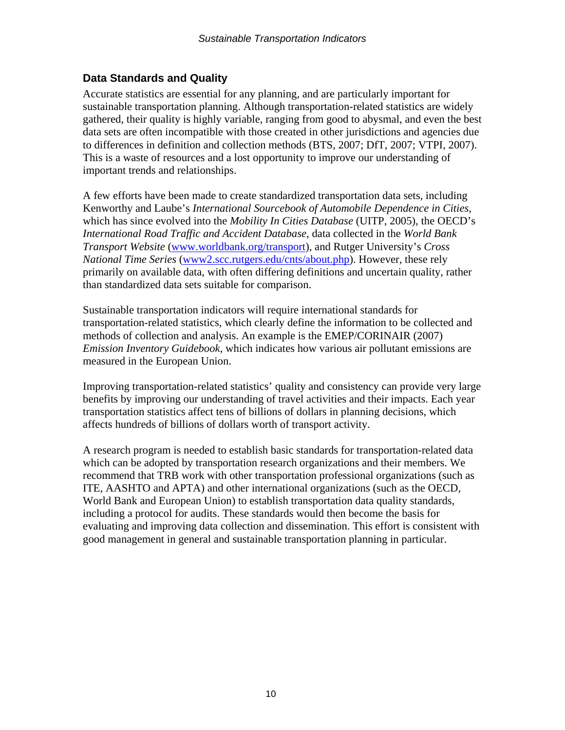## Data Standards and Quality

Accurate statistics are essential for any planning, and are particularly important for sustainable transportation planning. Although transportation-related statistics are widely gathered, their quality is highly variable, ranging from good to abysmal, and even the best data sets are often incompatible with those created in other jurisdictions and agencies due to differences in definition and collection methods (BTS, 2007; DfT, 2007; VTPI, 2007). This is a waste of resources and a lost opportunity to improve our understanding of important trends and relationships.

A few efforts have been made to create standardized transportation data sets, including Kenworthy and Laube's *International Sourcebook of Automobile Dependence in Cities*, which has since evolved into the *Mobility In Cities Database* (UITP, 2005), the OECD's *International Road Traffic and Accident Database*, data collected in the *World Bank Transport Website* (www.worldbank.org/transport), and Rutger University's *Cross National Time Series* (www2.scc.rutgers.edu/cnts/about.php). However, these rely primarily on available data, with often differing definitions and uncertain quality, rather than standardized data sets suitable for comparison.

Sustainable transportation indicators will require international standards for transportation-related statistics, which clearly define the information to be collected and methods of collection and analysis. An example is the EMEP/CORINAIR (2007) *Emission Inventory Guidebook*, which indicates how various air pollutant emissions are measured in the European Union.

Improving transportation-related statistics' quality and consistency can provide very large benefits by improving our understanding of travel activities and their impacts. Each year transportation statistics affect tens of billions of dollars in planning decisions, which affects hundreds of billions of dollars worth of transport activity.

A research program is needed to establish basic standards for transportation-related data which can be adopted by transportation research organizations and their members. We recommend that TRB work with other transportation professional organizations (such as ITE, AASHTO and APTA) and other international organizations (such as the OECD, World Bank and European Union) to establish transportation data quality standards, including a protocol for audits. These standards would then become the basis for evaluating and improving data collection and dissemination. This effort is consistent with good management in general and sustainable transportation planning in particular.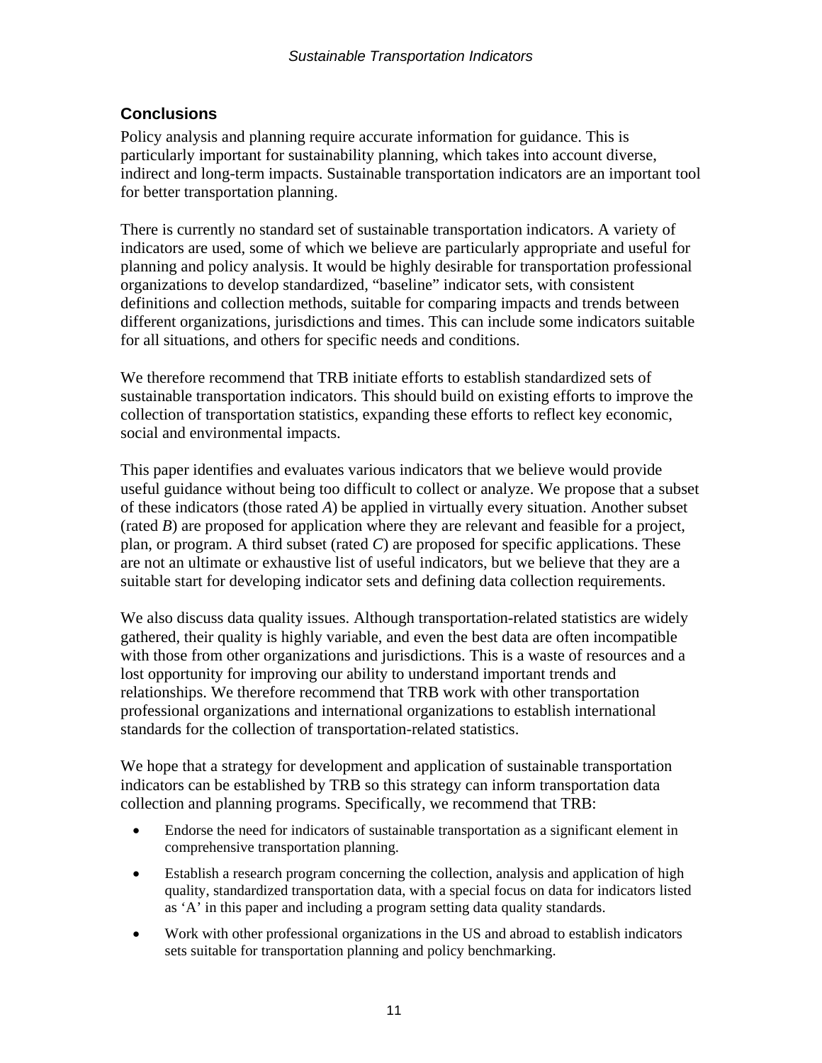## Conclusions

Policy analysis and planning require accurate information for guidance. This is particularly important for sustainability planning, which takes into account diverse, indirect and long-term impacts. Sustainable transportation indicators are an important tool for better transportation planning.

There is currently no standard set of sustainable transportation indicators. A variety of indicators are used, some of which we believe are particularly appropriate and useful for planning and policy analysis. It would be highly desirable for transportation professional organizations to develop standardized, "baseline" indicator sets, with consistent definitions and collection methods, suitable for comparing impacts and trends between different organizations, jurisdictions and times. This can include some indicators suitable for all situations, and others for specific needs and conditions.

We therefore recommend that TRB initiate efforts to establish standardized sets of sustainable transportation indicators. This should build on existing efforts to improve the collection of transportation statistics, expanding these efforts to reflect key economic, social and environmental impacts.

This paper identifies and evaluates various indicators that we believe would provide useful guidance without being too difficult to collect or analyze. We propose that a subset of these indicators (those rated *A*) be applied in virtually every situation. Another subset (rated *B*) are proposed for application where they are relevant and feasible for a project, plan, or program. A third subset (rated *C*) are proposed for specific applications. These are not an ultimate or exhaustive list of useful indicators, but we believe that they are a suitable start for developing indicator sets and defining data collection requirements.

We also discuss data quality issues. Although transportation-related statistics are widely gathered, their quality is highly variable, and even the best data are often incompatible with those from other organizations and jurisdictions. This is a waste of resources and a lost opportunity for improving our ability to understand important trends and relationships. We therefore recommend that TRB work with other transportation professional organizations and international organizations to establish international standards for the collection of transportation-related statistics.

We hope that a strategy for development and application of sustainable transportation indicators can be established by TRB so this strategy can inform transportation data collection and planning programs. Specifically, we recommend that TRB:

- Endorse the need for indicators of sustainable transportation as a significant element in comprehensive transportation planning.
- Establish a research program concerning the collection, analysis and application of high quality, standardized transportation data, with a special focus on data for indicators listed as 'A' in this paper and including a program setting data quality standards.
- Work with other professional organizations in the US and abroad to establish indicators sets suitable for transportation planning and policy benchmarking.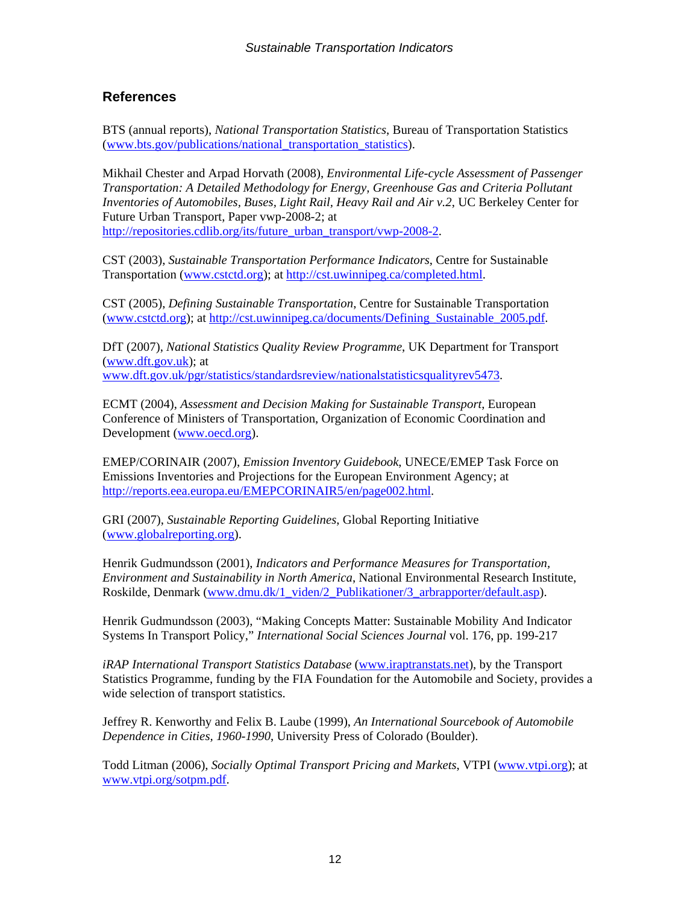## References

BTS (annual reports), *National Transportation Statistics*, Bureau of Transportation Statistics (www.bts.gov/publications/national_transportation_statistics).

Mikhail Chester and Arpad Horvath (2008), *Environmental Life-cycle Assessment of Passenger Transportation: A Detailed Methodology for Energy, Greenhouse Gas and Criteria Pollutant Inventories of Automobiles, Buses, Light Rail, Heavy Rail and Air v.2*, UC Berkeley Center for Future Urban Transport, Paper vwp-2008-2; at http://repositories.cdlib.org/its/future_urban_transport/vwp-2008-2.

CST (2003), *Sustainable Transportation Performance Indicators*, Centre for Sustainable Transportation (www.cstctd.org); at http://cst.uwinnipeg.ca/completed.html.

CST (2005), *Defining Sustainable Transportation*, Centre for Sustainable Transportation (www.cstctd.org); at http://cst.uwinnipeg.ca/documents/Defining_Sustainable_2005.pdf.

DfT (2007), *National Statistics Quality Review Programme*, UK Department for Transport (www.dft.gov.uk); at www.dft.gov.uk/pgr/statistics/standardsreview/nationalstatisticsqualityrev5473.

ECMT (2004), *Assessment and Decision Making for Sustainable Transport*, European Conference of Ministers of Transportation, Organization of Economic Coordination and Development (www.oecd.org).

EMEP/CORINAIR (2007), *Emission Inventory Guidebook*, UNECE/EMEP Task Force on Emissions Inventories and Projections for the European Environment Agency; at http://reports.eea.europa.eu/EMEPCORINAIR5/en/page002.html.

GRI (2007), *Sustainable Reporting Guidelines*, Global Reporting Initiative (www.globalreporting.org).

Henrik Gudmundsson (2001), *Indicators and Performance Measures for Transportation, Environment and Sustainability in North America*, National Environmental Research Institute, Roskilde, Denmark (www.dmu.dk/1_viden/2_Publikationer/3_arbrapporter/default.asp).

Henrik Gudmundsson (2003), "Making Concepts Matter: Sustainable Mobility And Indicator Systems In Transport Policy," *International Social Sciences Journal* vol. 176, pp. 199-217

*iRAP International Transport Statistics Database* (www.iraptranstats.net), by the Transport Statistics Programme, funding by the FIA Foundation for the Automobile and Society, provides a wide selection of transport statistics.

Jeffrey R. Kenworthy and Felix B. Laube (1999), *An International Sourcebook of Automobile Dependence in Cities, 1960-1990*, University Press of Colorado (Boulder).

Todd Litman (2006), *Socially Optimal Transport Pricing and Markets*, VTPI (www.vtpi.org); at www.vtpi.org/sotpm.pdf.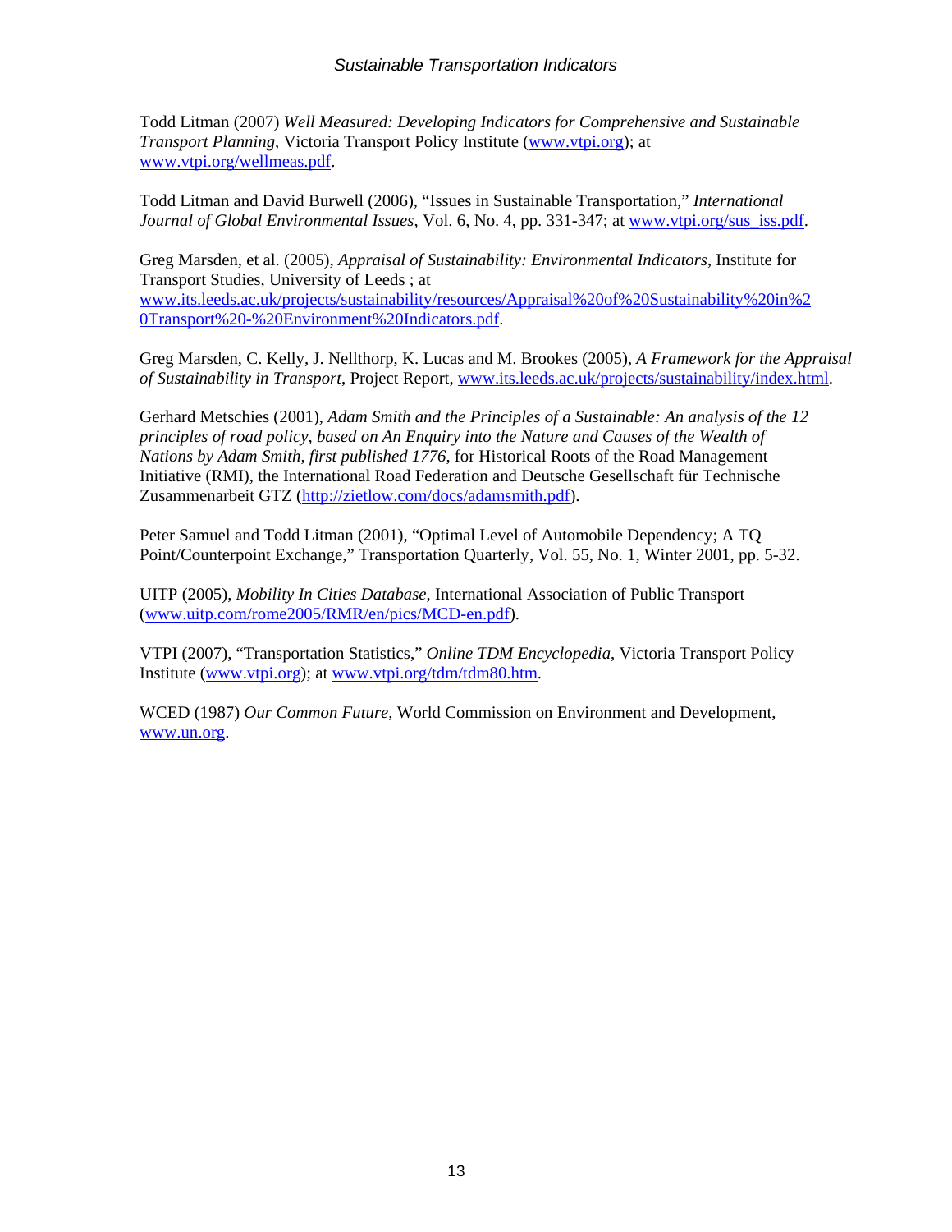Todd Litman (2007) *Well Measured: Developing Indicators for Comprehensive and Sustainable Transport Planning*, Victoria Transport Policy Institute (www.vtpi.org); at www.vtpi.org/wellmeas.pdf.

Todd Litman and David Burwell (2006), "Issues in Sustainable Transportation," *International Journal of Global Environmental Issues*, Vol. 6, No. 4, pp. 331-347; at www.vtpi.org/sus_iss.pdf.

Greg Marsden, et al. (2005), *Appraisal of Sustainability: Environmental Indicators*, Institute for Transport Studies, University of Leeds ; at www.its.leeds.ac.uk/projects/sustainability/resources/Appraisal%20of%20Sustainability%20in%20Transport%20-%20Environment%20Indicators.pdf.

Greg Marsden, C. Kelly, J. Nellthorp, K. Lucas and M. Brookes (2005), *A Framework for the Appraisal of Sustainability in Transport*, Project Report, www.its.leeds.ac.uk/projects/sustainability/index.html.

Gerhard Metschies (2001), *Adam Smith and the Principles of a Sustainable: An analysis of the 12 principles of road policy, based on An Enquiry into the Nature and Causes of the Wealth of Nations by Adam Smith, first published 1776*, for Historical Roots of the Road Management Initiative (RMI), the International Road Federation and Deutsche Gesellschaft für Technische Zusammenarbeit GTZ (http://zietlow.com/docs/adamsmith.pdf).

Peter Samuel and Todd Litman (2001), "Optimal Level of Automobile Dependency; A TQ Point/Counterpoint Exchange," Transportation Quarterly, Vol. 55, No. 1, Winter 2001, pp. 5-32.

UITP (2005), *Mobility In Cities Database*, International Association of Public Transport (www.uitp.com/rome2005/RMR/en/pics/MCD-en.pdf).

VTPI (2007), "Transportation Statistics," *Online TDM Encyclopedia*, Victoria Transport Policy Institute (www.vtpi.org); at www.vtpi.org/tdm/tdm80.htm.

WCED (1987) *Our Common Future*, World Commission on Environment and Development, www.un.org.